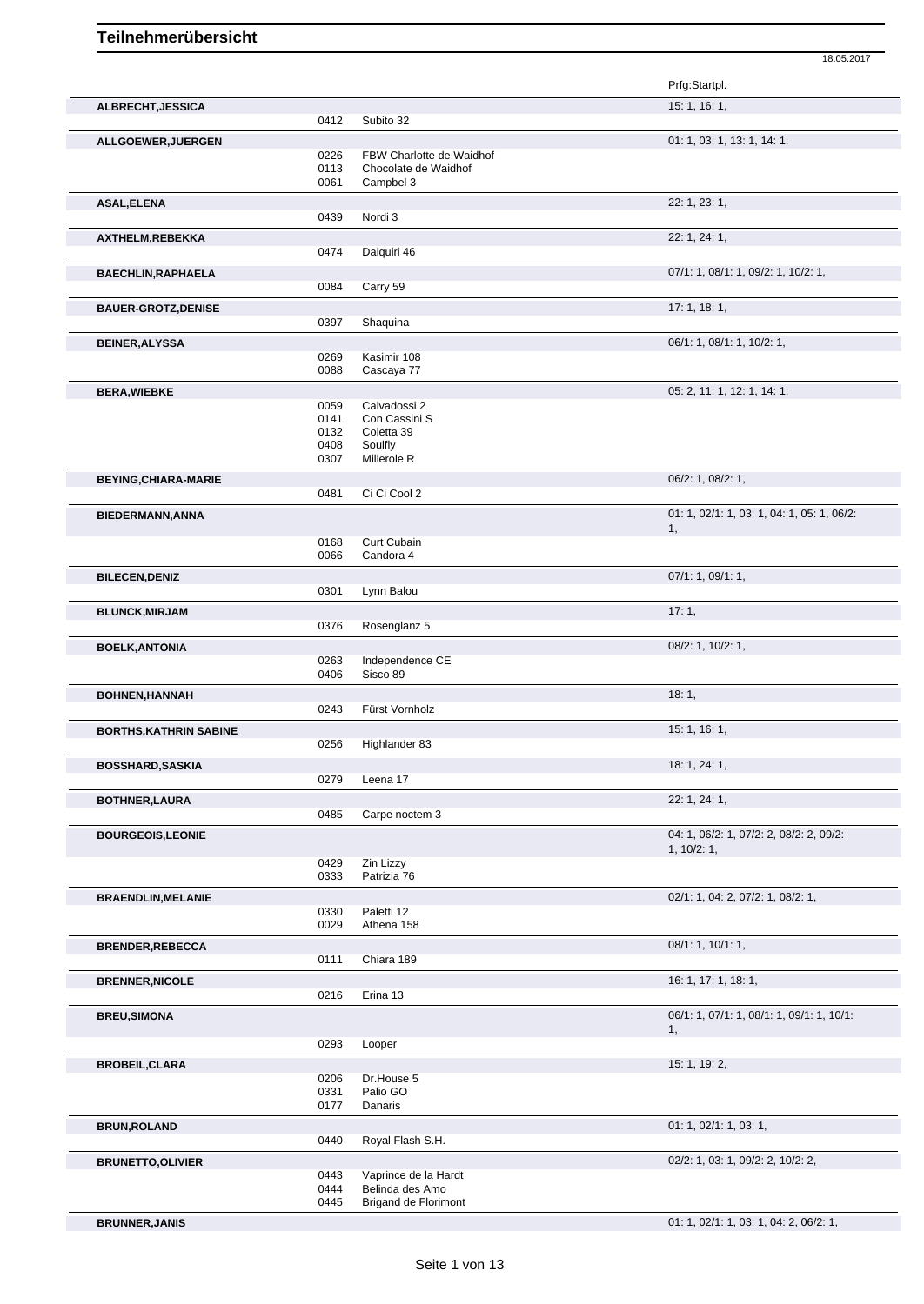# Teilnehmerübersicht

18.05.2017

| Name | Nr. | Pferd | Prfg:Startpl. |
|---|---|---|---|
| ALBRECHT,JESSICA | | | 15: 1, 16: 1, |
| | 0412 | Subito 32 | |
| ALLGOEWER,JUERGEN | | | 01: 1, 03: 1, 13: 1, 14: 1, |
| | 0226 | FBW Charlotte de Waidhof | |
| | 0113 | Chocolate de Waidhof | |
| | 0061 | Campbel 3 | |
| ASAL,ELENA | | | 22: 1, 23: 1, |
| | 0439 | Nordi 3 | |
| AXTHELM,REBEKKA | | | 22: 1, 24: 1, |
| | 0474 | Daiquiri 46 | |
| BAECHLIN,RAPHAELA | | | 07/1: 1, 08/1: 1, 09/2: 1, 10/2: 1, |
| | 0084 | Carry 59 | |
| BAUER-GROTZ,DENISE | | | 17: 1, 18: 1, |
| | 0397 | Shaquina | |
| BEINER,ALYSSA | | | 06/1: 1, 08/1: 1, 10/2: 1, |
| | 0269 | Kasimir 108 | |
| | 0088 | Cascaya 77 | |
| BERA,WIEBKE | | | 05: 2, 11: 1, 12: 1, 14: 1, |
| | 0059 | Calvadossi 2 | |
| | 0141 | Con Cassini S | |
| | 0132 | Coletta 39 | |
| | 0408 | Soulfly | |
| | 0307 | Millerole R | |
| BEYING,CHIARA-MARIE | | | 06/2: 1, 08/2: 1, |
| | 0481 | Ci Ci Cool 2 | |
| BIEDERMANN,ANNA | | | 01: 1, 02/1: 1, 03: 1, 04: 1, 05: 1, 06/2: 1, |
| | 0168 | Curt Cubain | |
| | 0066 | Candora 4 | |
| BILECEN,DENIZ | | | 07/1: 1, 09/1: 1, |
| | 0301 | Lynn Balou | |
| BLUNCK,MIRJAM | | | 17: 1, |
| | 0376 | Rosenglanz 5 | |
| BOELK,ANTONIA | | | 08/2: 1, 10/2: 1, |
| | 0263 | Independence CE | |
| | 0406 | Sisco 89 | |
| BOHNEN,HANNAH | | | 18: 1, |
| | 0243 | Fürst Vornholz | |
| BORTHS,KATHRIN SABINE | | | 15: 1, 16: 1, |
| | 0256 | Highlander 83 | |
| BOSSHARD,SASKIA | | | 18: 1, 24: 1, |
| | 0279 | Leena 17 | |
| BOTHNER,LAURA | | | 22: 1, 24: 1, |
| | 0485 | Carpe noctem 3 | |
| BOURGEOIS,LEONIE | | | 04: 1, 06/2: 1, 07/2: 2, 08/2: 2, 09/2: 1, 10/2: 1, |
| | 0429 | Zin Lizzy | |
| | 0333 | Patrizia 76 | |
| BRAENDLIN,MELANIE | | | 02/1: 1, 04: 2, 07/2: 1, 08/2: 1, |
| | 0330 | Paletti 12 | |
| | 0029 | Athena 158 | |
| BRENDER,REBECCA | | | 08/1: 1, 10/1: 1, |
| | 0111 | Chiara 189 | |
| BRENNER,NICOLE | | | 16: 1, 17: 1, 18: 1, |
| | 0216 | Erina 13 | |
| BREU,SIMONA | | | 06/1: 1, 07/1: 1, 08/1: 1, 09/1: 1, 10/1: 1, |
| | 0293 | Looper | |
| BROBEIL,CLARA | | | 15: 1, 19: 2, |
| | 0206 | Dr.House 5 | |
| | 0331 | Palio GO | |
| | 0177 | Danaris | |
| BRUN,ROLAND | | | 01: 1, 02/1: 1, 03: 1, |
| | 0440 | Royal Flash S.H. | |
| BRUNETTO,OLIVIER | | | 02/2: 1, 03: 1, 09/2: 2, 10/2: 2, |
| | 0443 | Vaprince de la Hardt | |
| | 0444 | Belinda des Amo | |
| | 0445 | Brigand de Florimont | |
| BRUNNER,JANIS | | | 01: 1, 02/1: 1, 03: 1, 04: 2, 06/2: 1, |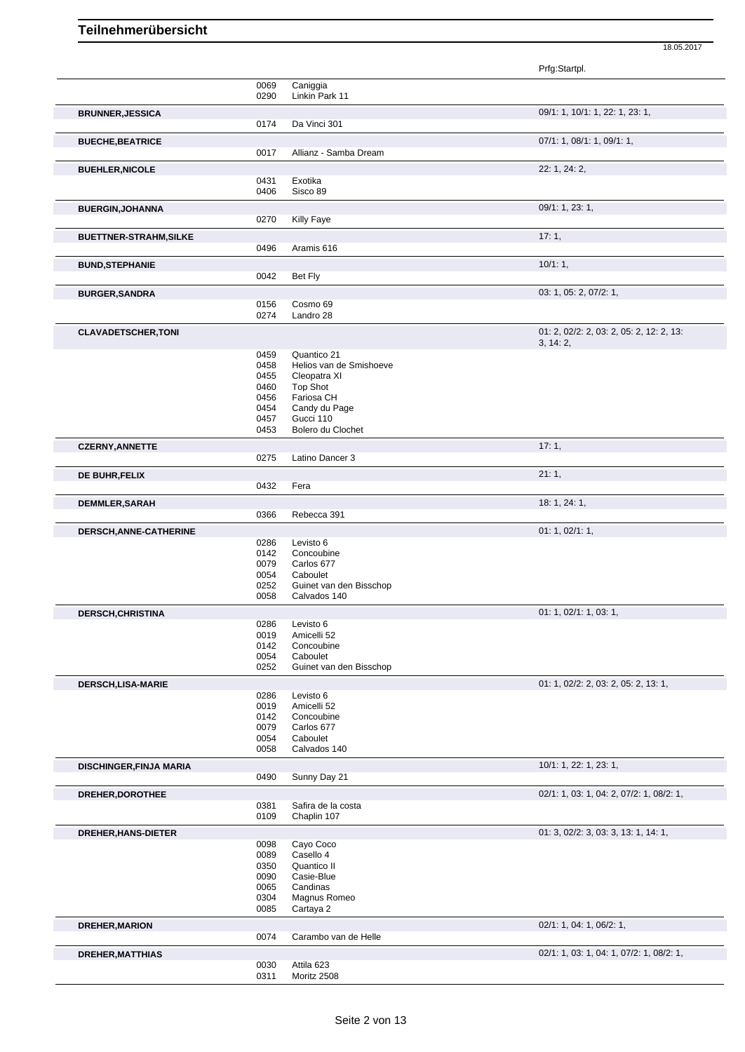# Teilnehmerübersicht

18.05.2017

| Name | Nr. | Pferd | Prfg:Startpl. |
|---|---|---|---|
| | 0069 | Caniggia | |
| | 0290 | Linkin Park 11 | |
| **BRUNNER,JESSICA** | | | 09/1: 1, 10/1: 1, 22: 1, 23: 1, |
| | 0174 | Da Vinci 301 | |
| **BUECHE,BEATRICE** | | | 07/1: 1, 08/1: 1, 09/1: 1, |
| | 0017 | Allianz - Samba Dream | |
| **BUEHLER,NICOLE** | | | 22: 1, 24: 2, |
| | 0431 | Exotika | |
| | 0406 | Sisco 89 | |
| **BUERGIN,JOHANNA** | | | 09/1: 1, 23: 1, |
| | 0270 | Killy Faye | |
| **BUETTNER-STRAHM,SILKE** | | | 17: 1, |
| | 0496 | Aramis 616 | |
| **BUND,STEPHANIE** | | | 10/1: 1, |
| | 0042 | Bet Fly | |
| **BURGER,SANDRA** | | | 03: 1, 05: 2, 07/2: 1, |
| | 0156 | Cosmo 69 | |
| | 0274 | Landro 28 | |
| **CLAVADETSCHER,TONI** | | | 01: 2, 02/2: 2, 03: 2, 05: 2, 12: 2, 13: 3, 14: 2, |
| | 0459 | Quantico 21 | |
| | 0458 | Helios van de Smishoeve | |
| | 0455 | Cleopatra XI | |
| | 0460 | Top Shot | |
| | 0456 | Fariosa CH | |
| | 0454 | Candy du Page | |
| | 0457 | Gucci 110 | |
| | 0453 | Bolero du Clochet | |
| **CZERNY,ANNETTE** | | | 17: 1, |
| | 0275 | Latino Dancer 3 | |
| **DE BUHR,FELIX** | | | 21: 1, |
| | 0432 | Fera | |
| **DEMMLER,SARAH** | | | 18: 1, 24: 1, |
| | 0366 | Rebecca 391 | |
| **DERSCH,ANNE-CATHERINE** | | | 01: 1, 02/1: 1, |
| | 0286 | Levisto 6 | |
| | 0142 | Concoubine | |
| | 0079 | Carlos 677 | |
| | 0054 | Caboulet | |
| | 0252 | Guinet van den Bisschop | |
| | 0058 | Calvados 140 | |
| **DERSCH,CHRISTINA** | | | 01: 1, 02/1: 1, 03: 1, |
| | 0286 | Levisto 6 | |
| | 0019 | Amicelli 52 | |
| | 0142 | Concoubine | |
| | 0054 | Caboulet | |
| | 0252 | Guinet van den Bisschop | |
| **DERSCH,LISA-MARIE** | | | 01: 1, 02/2: 2, 03: 2, 05: 2, 13: 1, |
| | 0286 | Levisto 6 | |
| | 0019 | Amicelli 52 | |
| | 0142 | Concoubine | |
| | 0079 | Carlos 677 | |
| | 0054 | Caboulet | |
| | 0058 | Calvados 140 | |
| **DISCHINGER,FINJA MARIA** | | | 10/1: 1, 22: 1, 23: 1, |
| | 0490 | Sunny Day 21 | |
| **DREHER,DOROTHEE** | | | 02/1: 1, 03: 1, 04: 2, 07/2: 1, 08/2: 1, |
| | 0381 | Safira de la costa | |
| | 0109 | Chaplin 107 | |
| **DREHER,HANS-DIETER** | | | 01: 3, 02/2: 3, 03: 3, 13: 1, 14: 1, |
| | 0098 | Cayo Coco | |
| | 0089 | Casello 4 | |
| | 0350 | Quantico II | |
| | 0090 | Casie-Blue | |
| | 0065 | Candinas | |
| | 0304 | Magnus Romeo | |
| | 0085 | Cartaya 2 | |
| **DREHER,MARION** | | | 02/1: 1, 04: 1, 06/2: 1, |
| | 0074 | Carambo van de Helle | |
| **DREHER,MATTHIAS** | | | 02/1: 1, 03: 1, 04: 1, 07/2: 1, 08/2: 1, |
| | 0030 | Attila 623 | |
| | 0311 | Moritz 2508 | |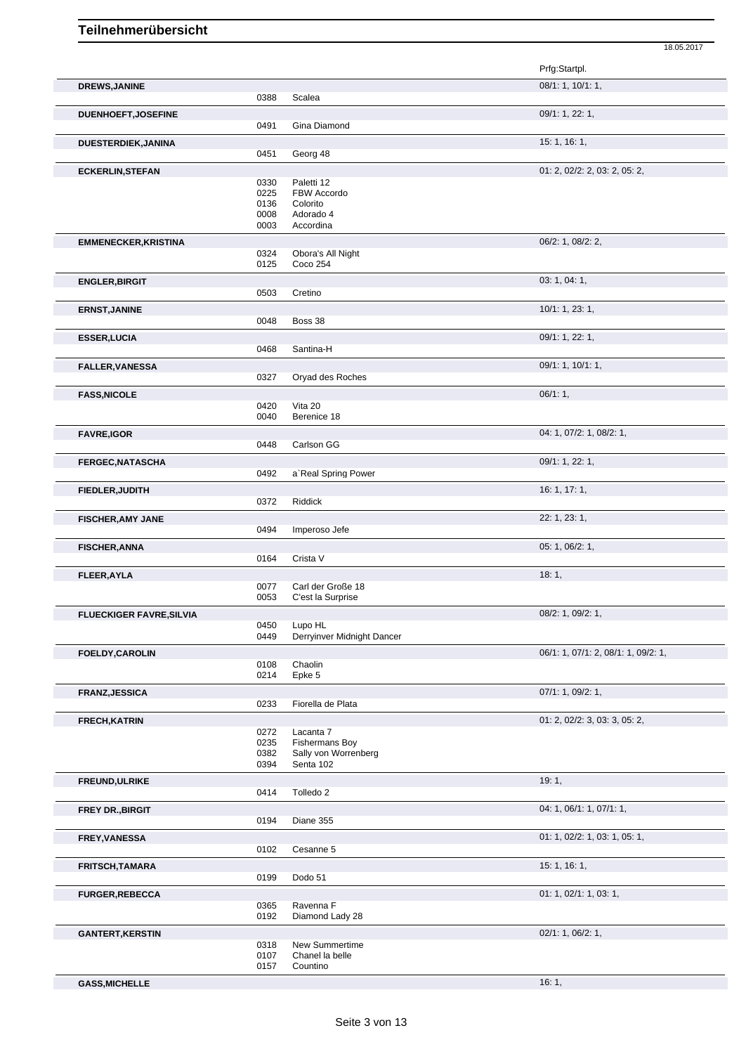# Teilnehmerübersicht

18.05.2017

| Name | Nr. | Pferd | Prfg:Startpl. |
|---|---|---|---|
| **DREWS,JANINE** | | | 08/1: 1, 10/1: 1, |
| | 0388 | Scalea | |
| **DUENHOEFT,JOSEFINE** | | | 09/1: 1, 22: 1, |
| | 0491 | Gina Diamond | |
| **DUESTERDIEK,JANINA** | | | 15: 1, 16: 1, |
| | 0451 | Georg 48 | |
| **ECKERLIN,STEFAN** | | | 01: 2, 02/2: 2, 03: 2, 05: 2, |
| | 0330 | Paletti 12 | |
| | 0225 | FBW Accordo | |
| | 0136 | Colorito | |
| | 0008 | Adorado 4 | |
| | 0003 | Accordina | |
| **EMMENECKER,KRISTINA** | | | 06/2: 1, 08/2: 2, |
| | 0324 | Obora's All Night | |
| | 0125 | Coco 254 | |
| **ENGLER,BIRGIT** | | | 03: 1, 04: 1, |
| | 0503 | Cretino | |
| **ERNST,JANINE** | | | 10/1: 1, 23: 1, |
| | 0048 | Boss 38 | |
| **ESSER,LUCIA** | | | 09/1: 1, 22: 1, |
| | 0468 | Santina-H | |
| **FALLER,VANESSA** | | | 09/1: 1, 10/1: 1, |
| | 0327 | Oryad des Roches | |
| **FASS,NICOLE** | | | 06/1: 1, |
| | 0420 | Vita 20 | |
| | 0040 | Berenice 18 | |
| **FAVRE,IGOR** | | | 04: 1, 07/2: 1, 08/2: 1, |
| | 0448 | Carlson GG | |
| **FERGEC,NATASCHA** | | | 09/1: 1, 22: 1, |
| | 0492 | a`Real Spring Power | |
| **FIEDLER,JUDITH** | | | 16: 1, 17: 1, |
| | 0372 | Riddick | |
| **FISCHER,AMY JANE** | | | 22: 1, 23: 1, |
| | 0494 | Imperoso Jefe | |
| **FISCHER,ANNA** | | | 05: 1, 06/2: 1, |
| | 0164 | Crista V | |
| **FLEER,AYLA** | | | 18: 1, |
| | 0077 | Carl der Große 18 | |
| | 0053 | C'est la Surprise | |
| **FLUECKIGER FAVRE,SILVIA** | | | 08/2: 1, 09/2: 1, |
| | 0450 | Lupo HL | |
| | 0449 | Derryinver Midnight Dancer | |
| **FOELDY,CAROLIN** | | | 06/1: 1, 07/1: 2, 08/1: 1, 09/2: 1, |
| | 0108 | Chaolin | |
| | 0214 | Epke 5 | |
| **FRANZ,JESSICA** | | | 07/1: 1, 09/2: 1, |
| | 0233 | Fiorella de Plata | |
| **FRECH,KATRIN** | | | 01: 2, 02/2: 3, 03: 3, 05: 2, |
| | 0272 | Lacanta 7 | |
| | 0235 | Fishermans Boy | |
| | 0382 | Sally von Worrenberg | |
| | 0394 | Senta 102 | |
| **FREUND,ULRIKE** | | | 19: 1, |
| | 0414 | Tolledo 2 | |
| **FREY DR.,BIRGIT** | | | 04: 1, 06/1: 1, 07/1: 1, |
| | 0194 | Diane 355 | |
| **FREY,VANESSA** | | | 01: 1, 02/2: 1, 03: 1, 05: 1, |
| | 0102 | Cesanne 5 | |
| **FRITSCH,TAMARA** | | | 15: 1, 16: 1, |
| | 0199 | Dodo 51 | |
| **FURGER,REBECCA** | | | 01: 1, 02/1: 1, 03: 1, |
| | 0365 | Ravenna F | |
| | 0192 | Diamond Lady 28 | |
| **GANTERT,KERSTIN** | | | 02/1: 1, 06/2: 1, |
| | 0318 | New Summertime | |
| | 0107 | Chanel la belle | |
| | 0157 | Countino | |
| **GASS,MICHELLE** | | | 16: 1, |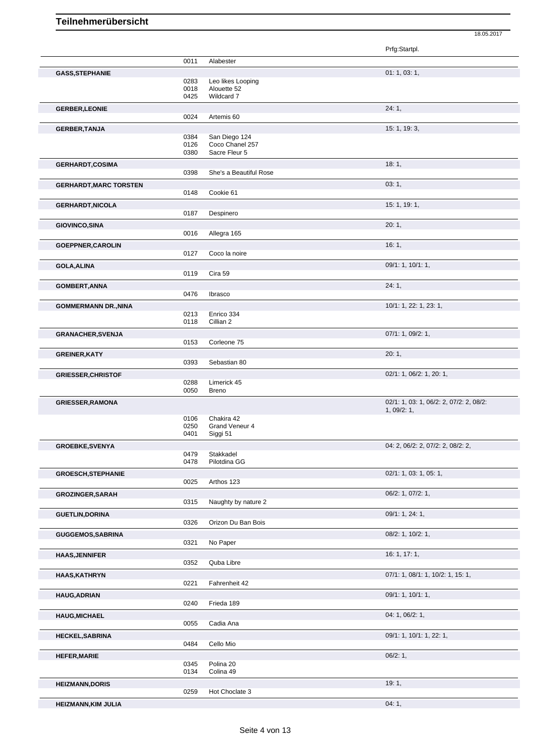# Teilnehmerübersicht

18.05.2017

| Name | Nr. | Pferd | Prfg:Startpl. |
|---|---|---|---|
| | 0011 | Alabester | |
| **GASS,STEPHANIE** | | | 01: 1, 03: 1, |
| | 0283 | Leo likes Looping | |
| | 0018 | Alouette 52 | |
| | 0425 | Wildcard 7 | |
| **GERBER,LEONIE** | | | 24: 1, |
| | 0024 | Artemis 60 | |
| **GERBER,TANJA** | | | 15: 1, 19: 3, |
| | 0384 | San Diego 124 | |
| | 0126 | Coco Chanel 257 | |
| | 0380 | Sacre Fleur 5 | |
| **GERHARDT,COSIMA** | | | 18: 1, |
| | 0398 | She's a Beautiful Rose | |
| **GERHARDT,MARC TORSTEN** | | | 03: 1, |
| | 0148 | Cookie 61 | |
| **GERHARDT,NICOLA** | | | 15: 1, 19: 1, |
| | 0187 | Despinero | |
| **GIOVINCO,SINA** | | | 20: 1, |
| | 0016 | Allegra 165 | |
| **GOEPPNER,CAROLIN** | | | 16: 1, |
| | 0127 | Coco la noire | |
| **GOLA,ALINA** | | | 09/1: 1, 10/1: 1, |
| | 0119 | Cira 59 | |
| **GOMBERT,ANNA** | | | 24: 1, |
| | 0476 | Ibrasco | |
| **GOMMERMANN DR.,NINA** | | | 10/1: 1, 22: 1, 23: 1, |
| | 0213 | Enrico 334 | |
| | 0118 | Cillian 2 | |
| **GRANACHER,SVENJA** | | | 07/1: 1, 09/2: 1, |
| | 0153 | Corleone 75 | |
| **GREINER,KATY** | | | 20: 1, |
| | 0393 | Sebastian 80 | |
| **GRIESSER,CHRISTOF** | | | 02/1: 1, 06/2: 1, 20: 1, |
| | 0288 | Limerick 45 | |
| | 0050 | Breno | |
| **GRIESSER,RAMONA** | | | 02/1: 1, 03: 1, 06/2: 2, 07/2: 2, 08/2: 1, 09/2: 1, |
| | 0106 | Chakira 42 | |
| | 0250 | Grand Veneur 4 | |
| | 0401 | Siggi 51 | |
| **GROEBKE,SVENYA** | | | 04: 2, 06/2: 2, 07/2: 2, 08/2: 2, |
| | 0479 | Stakkadel | |
| | 0478 | Pilotdina GG | |
| **GROESCH,STEPHANIE** | | | 02/1: 1, 03: 1, 05: 1, |
| | 0025 | Arthos 123 | |
| **GROZINGER,SARAH** | | | 06/2: 1, 07/2: 1, |
| | 0315 | Naughty by nature 2 | |
| **GUETLIN,DORINA** | | | 09/1: 1, 24: 1, |
| | 0326 | Orizon Du Ban Bois | |
| **GUGGEMOS,SABRINA** | | | 08/2: 1, 10/2: 1, |
| | 0321 | No Paper | |
| **HAAS,JENNIFER** | | | 16: 1, 17: 1, |
| | 0352 | Quba Libre | |
| **HAAS,KATHRYN** | | | 07/1: 1, 08/1: 1, 10/2: 1, 15: 1, |
| | 0221 | Fahrenheit 42 | |
| **HAUG,ADRIAN** | | | 09/1: 1, 10/1: 1, |
| | 0240 | Frieda 189 | |
| **HAUG,MICHAEL** | | | 04: 1, 06/2: 1, |
| | 0055 | Cadia Ana | |
| **HECKEL,SABRINA** | | | 09/1: 1, 10/1: 1, 22: 1, |
| | 0484 | Cello Mio | |
| **HEFER,MARIE** | | | 06/2: 1, |
| | 0345 | Polina 20 | |
| | 0134 | Colina 49 | |
| **HEIZMANN,DORIS** | | | 19: 1, |
| | 0259 | Hot Choclate 3 | |
| **HEIZMANN,KIM JULIA** | | | 04: 1, |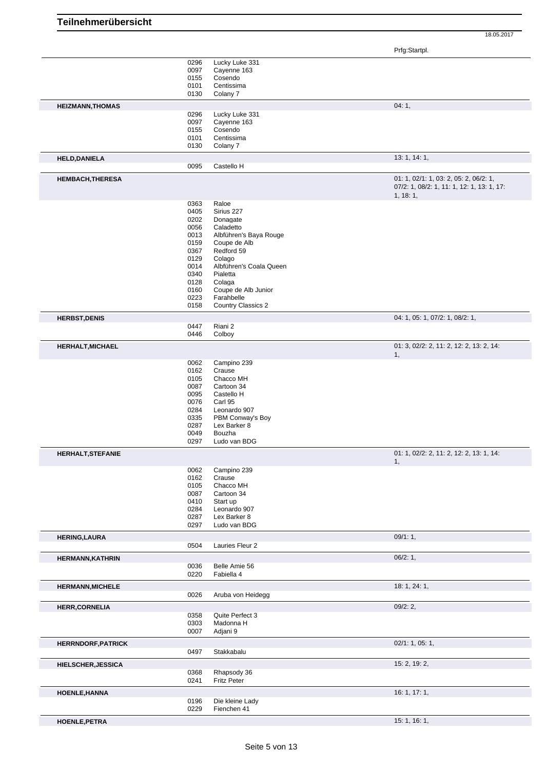# Teilnehmerübersicht

18.05.2017

| Name | Nr. | Pferd | Prfg:Startpl. |
|---|---|---|---|
| | 0296 | Lucky Luke 331 | |
| | 0097 | Cayenne 163 | |
| | 0155 | Cosendo | |
| | 0101 | Centissima | |
| | 0130 | Colany 7 | |
| **HEIZMANN,THOMAS** | | | 04: 1, |
| | 0296 | Lucky Luke 331 | |
| | 0097 | Cayenne 163 | |
| | 0155 | Cosendo | |
| | 0101 | Centissima | |
| | 0130 | Colany 7 | |
| **HELD,DANIELA** | | | 13: 1, 14: 1, |
| | 0095 | Castello H | |
| **HEMBACH,THERESA** | | | 01: 1, 02/1: 1, 03: 2, 05: 2, 06/2: 1, 07/2: 1, 08/2: 1, 11: 1, 12: 1, 13: 1, 17: 1, 18: 1, |
| | 0363 | Raloe | |
| | 0405 | Sirius 227 | |
| | 0202 | Donagate | |
| | 0056 | Caladetto | |
| | 0013 | Albführen's Baya Rouge | |
| | 0159 | Coupe de Alb | |
| | 0367 | Redford 59 | |
| | 0129 | Colago | |
| | 0014 | Albführen's Coala Queen | |
| | 0340 | Pialetta | |
| | 0128 | Colaga | |
| | 0160 | Coupe de Alb Junior | |
| | 0223 | Farahbelle | |
| | 0158 | Country Classics 2 | |
| **HERBST,DENIS** | | | 04: 1, 05: 1, 07/2: 1, 08/2: 1, |
| | 0447 | Riani 2 | |
| | 0446 | Colboy | |
| **HERHALT,MICHAEL** | | | 01: 3, 02/2: 2, 11: 2, 12: 2, 13: 2, 14: 1, |
| | 0062 | Campino 239 | |
| | 0162 | Crause | |
| | 0105 | Chacco MH | |
| | 0087 | Cartoon 34 | |
| | 0095 | Castello H | |
| | 0076 | Carl 95 | |
| | 0284 | Leonardo 907 | |
| | 0335 | PBM Conway's Boy | |
| | 0287 | Lex Barker 8 | |
| | 0049 | Bouzha | |
| | 0297 | Ludo van BDG | |
| **HERHALT,STEFANIE** | | | 01: 1, 02/2: 2, 11: 2, 12: 2, 13: 1, 14: 1, |
| | 0062 | Campino 239 | |
| | 0162 | Crause | |
| | 0105 | Chacco MH | |
| | 0087 | Cartoon 34 | |
| | 0410 | Start up | |
| | 0284 | Leonardo 907 | |
| | 0287 | Lex Barker 8 | |
| | 0297 | Ludo van BDG | |
| **HERING,LAURA** | | | 09/1: 1, |
| | 0504 | Lauries Fleur 2 | |
| **HERMANN,KATHRIN** | | | 06/2: 1, |
| | 0036 | Belle Amie 56 | |
| | 0220 | Fabiella 4 | |
| **HERMANN,MICHELE** | | | 18: 1, 24: 1, |
| | 0026 | Aruba von Heidegg | |
| **HERR,CORNELIA** | | | 09/2: 2, |
| | 0358 | Quite Perfect 3 | |
| | 0303 | Madonna H | |
| | 0007 | Adjani 9 | |
| **HERRNDORF,PATRICK** | | | 02/1: 1, 05: 1, |
| | 0497 | Stakkabalu | |
| **HIELSCHER,JESSICA** | | | 15: 2, 19: 2, |
| | 0368 | Rhapsody 36 | |
| | 0241 | Fritz Peter | |
| **HOENLE,HANNA** | | | 16: 1, 17: 1, |
| | 0196 | Die kleine Lady | |
| | 0229 | Fienchen 41 | |
| **HOENLE,PETRA** | | | 15: 1, 16: 1, |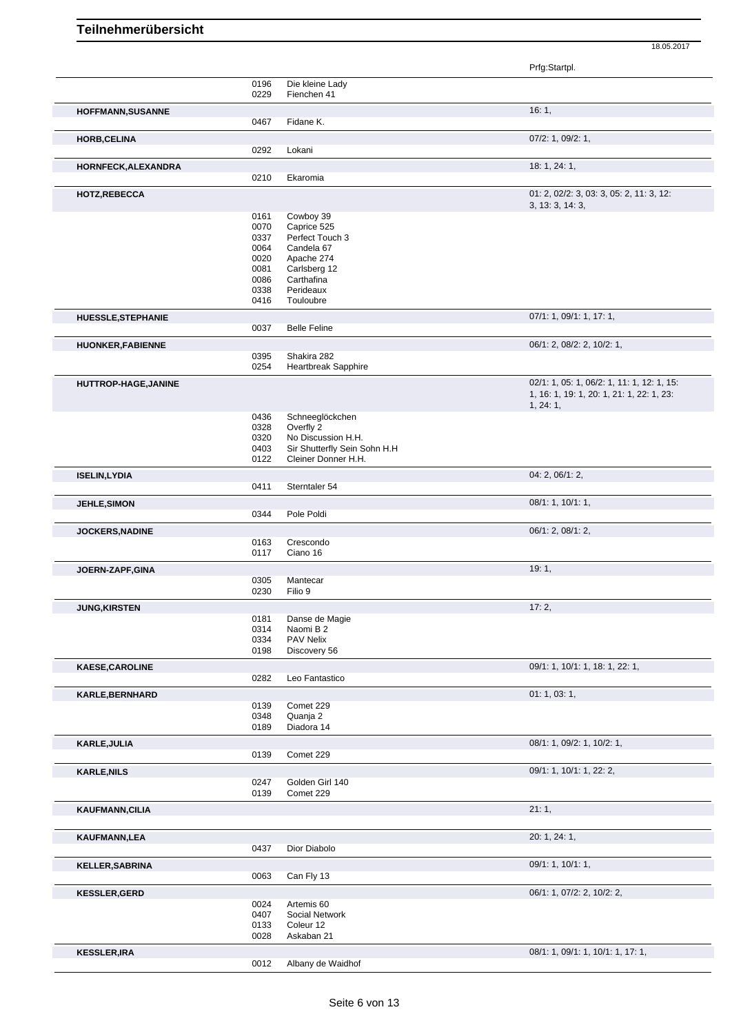## Teilnehmerübersicht

18.05.2017

| Name | Nr. | Pferd | Prfg:Startpl. |
|---|---|---|---|
| | 0196 | Die kleine Lady | |
| | 0229 | Fienchen 41 | |
| **HOFFMANN,SUSANNE** | | | 16: 1, |
| | 0467 | Fidane K. | |
| **HORB,CELINA** | | | 07/2: 1, 09/2: 1, |
| | 0292 | Lokani | |
| **HORNFECK,ALEXANDRA** | | | 18: 1, 24: 1, |
| | 0210 | Ekaromia | |
| **HOTZ,REBECCA** | | | 01: 2, 02/2: 3, 03: 3, 05: 2, 11: 3, 12: 3, 13: 3, 14: 3, |
| | 0161 | Cowboy 39 | |
| | 0070 | Caprice 525 | |
| | 0337 | Perfect Touch 3 | |
| | 0064 | Candela 67 | |
| | 0020 | Apache 274 | |
| | 0081 | Carlsberg 12 | |
| | 0086 | Carthafina | |
| | 0338 | Perideaux | |
| | 0416 | Touloubre | |
| **HUESSLE,STEPHANIE** | | | 07/1: 1, 09/1: 1, 17: 1, |
| | 0037 | Belle Feline | |
| **HUONKER,FABIENNE** | | | 06/1: 2, 08/2: 2, 10/2: 1, |
| | 0395 | Shakira 282 | |
| | 0254 | Heartbreak Sapphire | |
| **HUTTROP-HAGE,JANINE** | | | 02/1: 1, 05: 1, 06/2: 1, 11: 1, 12: 1, 15: 1, 16: 1, 19: 1, 20: 1, 21: 1, 22: 1, 23: 1, 24: 1, |
| | 0436 | Schneeglöckchen | |
| | 0328 | Overfly 2 | |
| | 0320 | No Discussion H.H. | |
| | 0403 | Sir Shutterfly Sein Sohn H.H | |
| | 0122 | Cleiner Donner H.H. | |
| **ISELIN,LYDIA** | | | 04: 2, 06/1: 2, |
| | 0411 | Sterntaler 54 | |
| **JEHLE,SIMON** | | | 08/1: 1, 10/1: 1, |
| | 0344 | Pole Poldi | |
| **JOCKERS,NADINE** | | | 06/1: 2, 08/1: 2, |
| | 0163 | Crescondo | |
| | 0117 | Ciano 16 | |
| **JOERN-ZAPF,GINA** | | | 19: 1, |
| | 0305 | Mantecar | |
| | 0230 | Filio 9 | |
| **JUNG,KIRSTEN** | | | 17: 2, |
| | 0181 | Danse de Magie | |
| | 0314 | Naomi B 2 | |
| | 0334 | PAV Nelix | |
| | 0198 | Discovery 56 | |
| **KAESE,CAROLINE** | | | 09/1: 1, 10/1: 1, 18: 1, 22: 1, |
| | 0282 | Leo Fantastico | |
| **KARLE,BERNHARD** | | | 01: 1, 03: 1, |
| | 0139 | Comet 229 | |
| | 0348 | Quanja 2 | |
| | 0189 | Diadora 14 | |
| **KARLE,JULIA** | | | 08/1: 1, 09/2: 1, 10/2: 1, |
| | 0139 | Comet 229 | |
| **KARLE,NILS** | | | 09/1: 1, 10/1: 1, 22: 2, |
| | 0247 | Golden Girl 140 | |
| | 0139 | Comet 229 | |
| **KAUFMANN,CILIA** | | | 21: 1, |
| **KAUFMANN,LEA** | | | 20: 1, 24: 1, |
| | 0437 | Dior Diabolo | |
| **KELLER,SABRINA** | | | 09/1: 1, 10/1: 1, |
| | 0063 | Can Fly 13 | |
| **KESSLER,GERD** | | | 06/1: 1, 07/2: 2, 10/2: 2, |
| | 0024 | Artemis 60 | |
| | 0407 | Social Network | |
| | 0133 | Coleur 12 | |
| | 0028 | Askaban 21 | |
| **KESSLER,IRA** | | | 08/1: 1, 09/1: 1, 10/1: 1, 17: 1, |
| | 0012 | Albany de Waidhof | |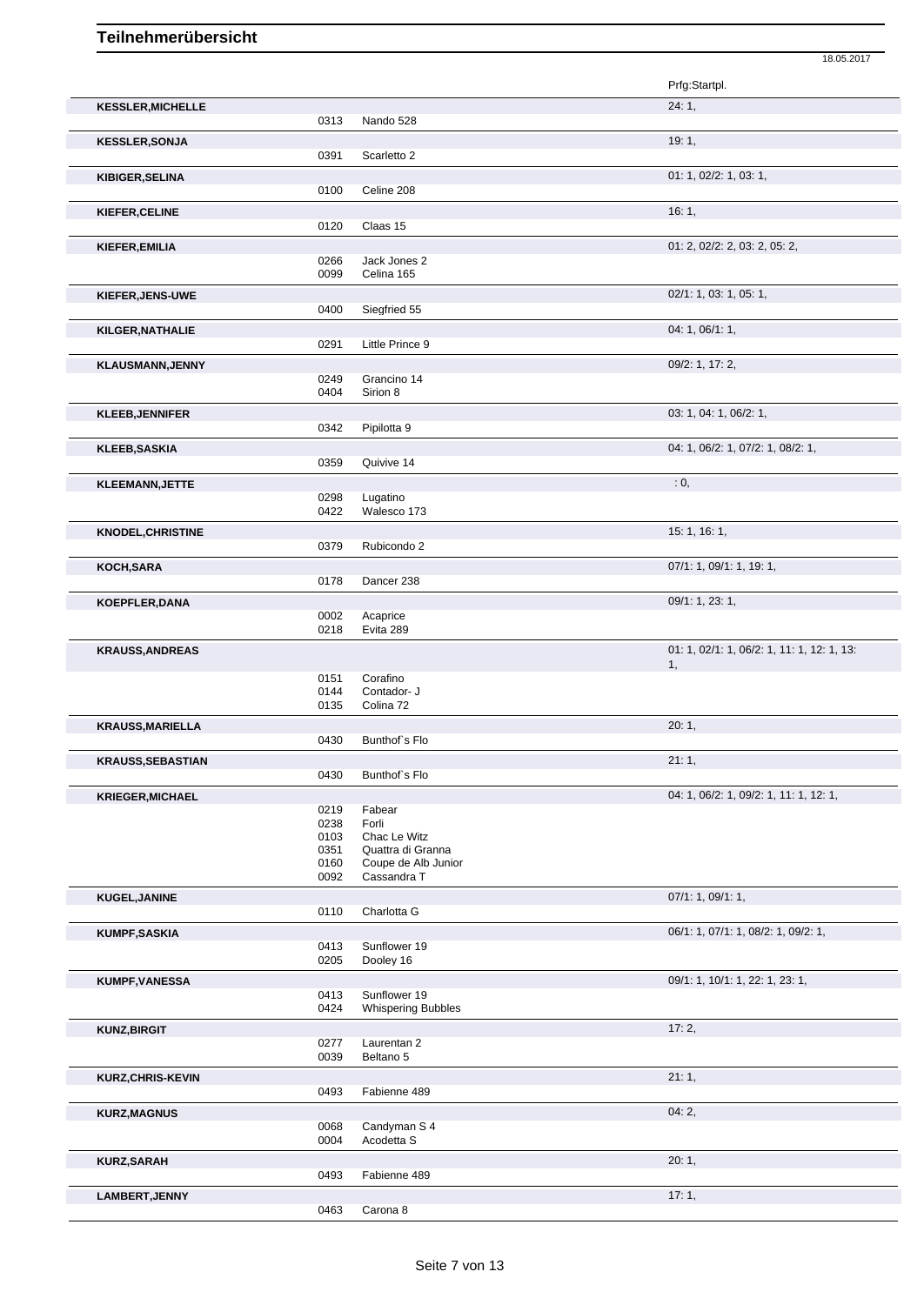# Teilnehmerübersicht

18.05.2017

| Name | Nr. | Pferd | Prfg:Startpl. |
|---|---|---|---|
| **KESSLER,MICHELLE** | | | 24: 1, |
| | 0313 | Nando 528 | |
| **KESSLER,SONJA** | | | 19: 1, |
| | 0391 | Scarletto 2 | |
| **KIBIGER,SELINA** | | | 01: 1, 02/2: 1, 03: 1, |
| | 0100 | Celine 208 | |
| **KIEFER,CELINE** | | | 16: 1, |
| | 0120 | Claas 15 | |
| **KIEFER,EMILIA** | | | 01: 2, 02/2: 2, 03: 2, 05: 2, |
| | 0266 | Jack Jones 2 | |
| | 0099 | Celina 165 | |
| **KIEFER,JENS-UWE** | | | 02/1: 1, 03: 1, 05: 1, |
| | 0400 | Siegfried 55 | |
| **KILGER,NATHALIE** | | | 04: 1, 06/1: 1, |
| | 0291 | Little Prince 9 | |
| **KLAUSMANN,JENNY** | | | 09/2: 1, 17: 2, |
| | 0249 | Grancino 14 | |
| | 0404 | Sirion 8 | |
| **KLEEB,JENNIFER** | | | 03: 1, 04: 1, 06/2: 1, |
| | 0342 | Pipilotta 9 | |
| **KLEEB,SASKIA** | | | 04: 1, 06/2: 1, 07/2: 1, 08/2: 1, |
| | 0359 | Quivive 14 | |
| **KLEEMANN,JETTE** | | | : 0, |
| | 0298 | Lugatino | |
| | 0422 | Walesco 173 | |
| **KNODEL,CHRISTINE** | | | 15: 1, 16: 1, |
| | 0379 | Rubicondo 2 | |
| **KOCH,SARA** | | | 07/1: 1, 09/1: 1, 19: 1, |
| | 0178 | Dancer 238 | |
| **KOEPFLER,DANA** | | | 09/1: 1, 23: 1, |
| | 0002 | Acaprice | |
| | 0218 | Evita 289 | |
| **KRAUSS,ANDREAS** | | | 01: 1, 02/1: 1, 06/2: 1, 11: 1, 12: 1, 13: 1, |
| | 0151 | Corafino | |
| | 0144 | Contador- J | |
| | 0135 | Colina 72 | |
| **KRAUSS,MARIELLA** | | | 20: 1, |
| | 0430 | Bunthof`s Flo | |
| **KRAUSS,SEBASTIAN** | | | 21: 1, |
| | 0430 | Bunthof`s Flo | |
| **KRIEGER,MICHAEL** | | | 04: 1, 06/2: 1, 09/2: 1, 11: 1, 12: 1, |
| | 0219 | Fabear | |
| | 0238 | Forli | |
| | 0103 | Chac Le Witz | |
| | 0351 | Quattra di Granna | |
| | 0160 | Coupe de Alb Junior | |
| | 0092 | Cassandra T | |
| **KUGEL,JANINE** | | | 07/1: 1, 09/1: 1, |
| | 0110 | Charlotta G | |
| **KUMPF,SASKIA** | | | 06/1: 1, 07/1: 1, 08/2: 1, 09/2: 1, |
| | 0413 | Sunflower 19 | |
| | 0205 | Dooley 16 | |
| **KUMPF,VANESSA** | | | 09/1: 1, 10/1: 1, 22: 1, 23: 1, |
| | 0413 | Sunflower 19 | |
| | 0424 | Whispering Bubbles | |
| **KUNZ,BIRGIT** | | | 17: 2, |
| | 0277 | Laurentan 2 | |
| | 0039 | Beltano 5 | |
| **KURZ,CHRIS-KEVIN** | | | 21: 1, |
| | 0493 | Fabienne 489 | |
| **KURZ,MAGNUS** | | | 04: 2, |
| | 0068 | Candyman S 4 | |
| | 0004 | Acodetta S | |
| **KURZ,SARAH** | | | 20: 1, |
| | 0493 | Fabienne 489 | |
| **LAMBERT,JENNY** | | | 17: 1, |
| | 0463 | Carona 8 | |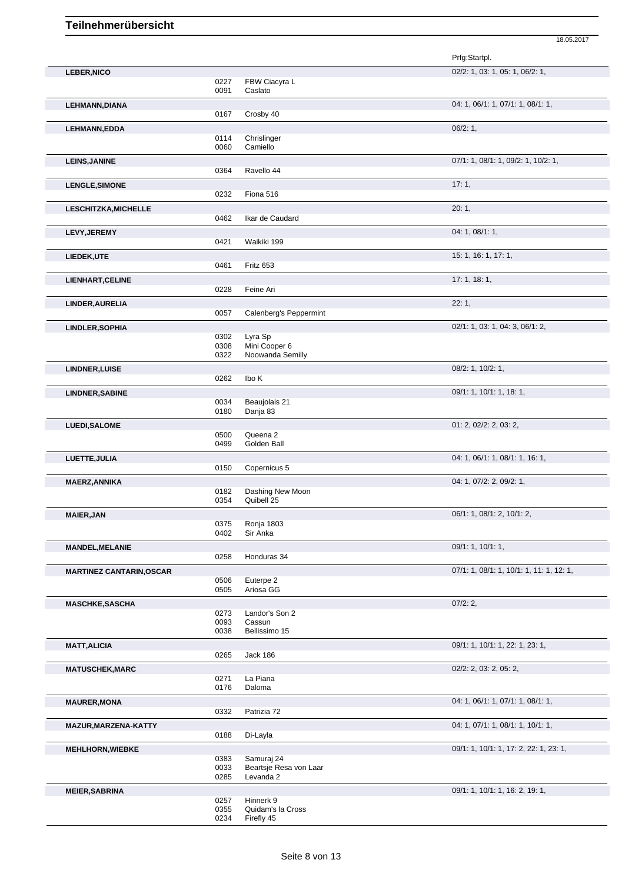# Teilnehmerübersicht

18.05.2017

| Name | Nr. | Pferd | Prfg:Startpl. |
|---|---|---|---|
| **LEBER,NICO** | | | 02/2: 1, 03: 1, 05: 1, 06/2: 1, |
| | 0227 | FBW Ciacyra L | |
| | 0091 | Caslato | |
| **LEHMANN,DIANA** | | | 04: 1, 06/1: 1, 07/1: 1, 08/1: 1, |
| | 0167 | Crosby 40 | |
| **LEHMANN,EDDA** | | | 06/2: 1, |
| | 0114 | Chrislinger | |
| | 0060 | Camiello | |
| **LEINS,JANINE** | | | 07/1: 1, 08/1: 1, 09/2: 1, 10/2: 1, |
| | 0364 | Ravello 44 | |
| **LENGLE,SIMONE** | | | 17: 1, |
| | 0232 | Fiona 516 | |
| **LESCHITZKA,MICHELLE** | | | 20: 1, |
| | 0462 | Ikar de Caudard | |
| **LEVY,JEREMY** | | | 04: 1, 08/1: 1, |
| | 0421 | Waikiki 199 | |
| **LIEDEK,UTE** | | | 15: 1, 16: 1, 17: 1, |
| | 0461 | Fritz 653 | |
| **LIENHART,CELINE** | | | 17: 1, 18: 1, |
| | 0228 | Feine Ari | |
| **LINDER,AURELIA** | | | 22: 1, |
| | 0057 | Calenberg's Peppermint | |
| **LINDLER,SOPHIA** | | | 02/1: 1, 03: 1, 04: 3, 06/1: 2, |
| | 0302 | Lyra Sp | |
| | 0308 | Mini Cooper 6 | |
| | 0322 | Noowanda Semilly | |
| **LINDNER,LUISE** | | | 08/2: 1, 10/2: 1, |
| | 0262 | Ibo K | |
| **LINDNER,SABINE** | | | 09/1: 1, 10/1: 1, 18: 1, |
| | 0034 | Beaujolais 21 | |
| | 0180 | Danja 83 | |
| **LUEDI,SALOME** | | | 01: 2, 02/2: 2, 03: 2, |
| | 0500 | Queena 2 | |
| | 0499 | Golden Ball | |
| **LUETTE,JULIA** | | | 04: 1, 06/1: 1, 08/1: 1, 16: 1, |
| | 0150 | Copernicus 5 | |
| **MAERZ,ANNIKA** | | | 04: 1, 07/2: 2, 09/2: 1, |
| | 0182 | Dashing New Moon | |
| | 0354 | Quibell 25 | |
| **MAIER,JAN** | | | 06/1: 1, 08/1: 2, 10/1: 2, |
| | 0375 | Ronja 1803 | |
| | 0402 | Sir Anka | |
| **MANDEL,MELANIE** | | | 09/1: 1, 10/1: 1, |
| | 0258 | Honduras 34 | |
| **MARTINEZ CANTARIN,OSCAR** | | | 07/1: 1, 08/1: 1, 10/1: 1, 11: 1, 12: 1, |
| | 0506 | Euterpe 2 | |
| | 0505 | Ariosa GG | |
| **MASCHKE,SASCHA** | | | 07/2: 2, |
| | 0273 | Landor's Son 2 | |
| | 0093 | Cassun | |
| | 0038 | Bellissimo 15 | |
| **MATT,ALICIA** | | | 09/1: 1, 10/1: 1, 22: 1, 23: 1, |
| | 0265 | Jack 186 | |
| **MATUSCHEK,MARC** | | | 02/2: 2, 03: 2, 05: 2, |
| | 0271 | La Piana | |
| | 0176 | Daloma | |
| **MAURER,MONA** | | | 04: 1, 06/1: 1, 07/1: 1, 08/1: 1, |
| | 0332 | Patrizia 72 | |
| **MAZUR,MARZENA-KATTY** | | | 04: 1, 07/1: 1, 08/1: 1, 10/1: 1, |
| | 0188 | Di-Layla | |
| **MEHLHORN,WIEBKE** | | | 09/1: 1, 10/1: 1, 17: 2, 22: 1, 23: 1, |
| | 0383 | Samuraj 24 | |
| | 0033 | Beartsje Resa von Laar | |
| | 0285 | Levanda 2 | |
| **MEIER,SABRINA** | | | 09/1: 1, 10/1: 1, 16: 2, 19: 1, |
| | 0257 | Hinnerk 9 | |
| | 0355 | Quidam's la Cross | |
| | 0234 | Firefly 45 | |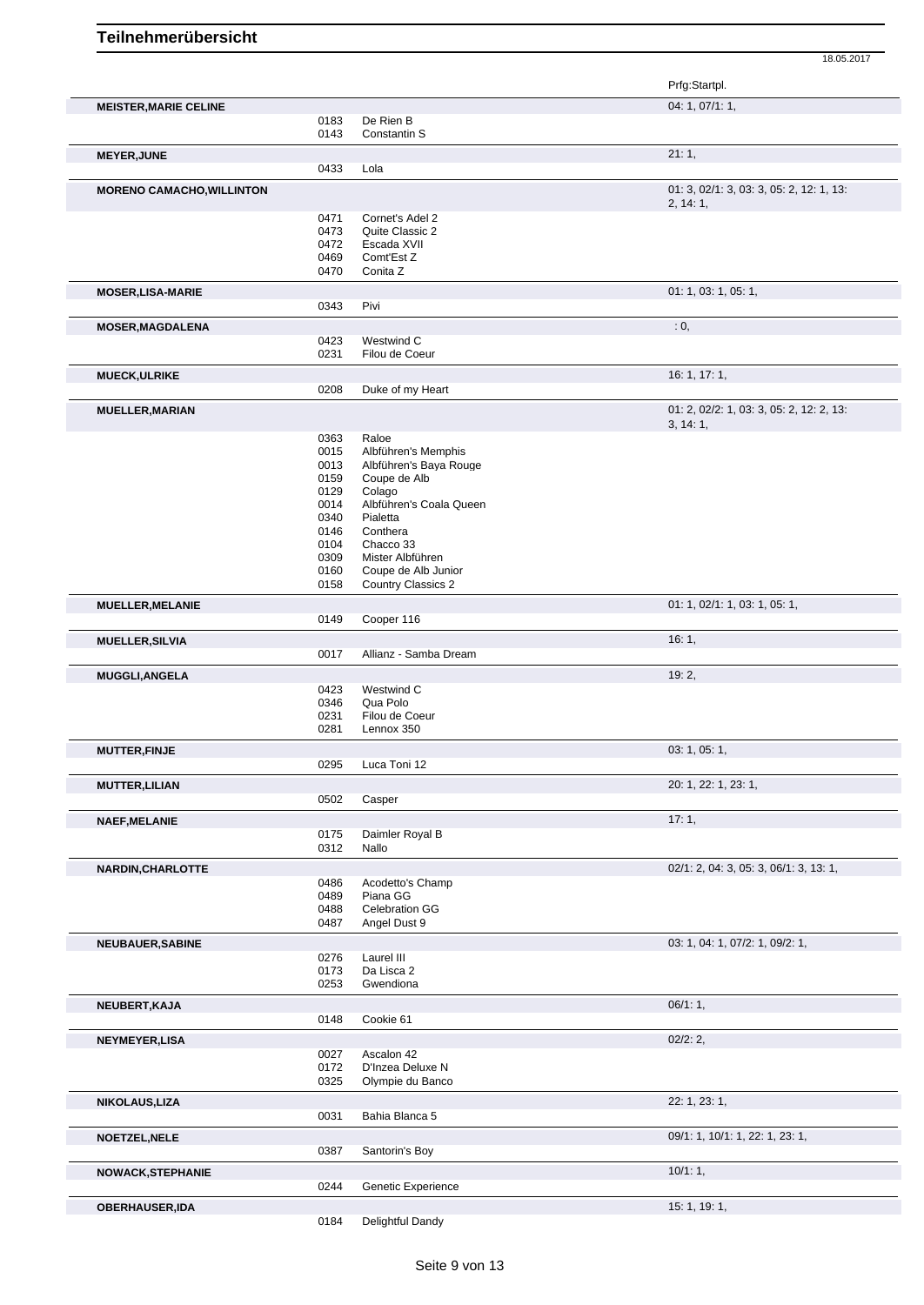# Teilnehmerübersicht

18.05.2017

| Name | Nr. | Pferd | Prfg:Startpl. |
|---|---|---|---|
| **MEISTER,MARIE CELINE** | | | 04: 1, 07/1: 1, |
| | 0183 | De Rien B | |
| | 0143 | Constantin S | |
| **MEYER,JUNE** | | | 21: 1, |
| | 0433 | Lola | |
| **MORENO CAMACHO,WILLINTON** | | | 01: 3, 02/1: 3, 03: 3, 05: 2, 12: 1, 13: 2, 14: 1, |
| | 0471 | Cornet's Adel 2 | |
| | 0473 | Quite Classic 2 | |
| | 0472 | Escada XVII | |
| | 0469 | Comt'Est Z | |
| | 0470 | Conita Z | |
| **MOSER,LISA-MARIE** | | | 01: 1, 03: 1, 05: 1, |
| | 0343 | Pivi | |
| **MOSER,MAGDALENA** | | | : 0, |
| | 0423 | Westwind C | |
| | 0231 | Filou de Coeur | |
| **MUECK,ULRIKE** | | | 16: 1, 17: 1, |
| | 0208 | Duke of my Heart | |
| **MUELLER,MARIAN** | | | 01: 2, 02/2: 1, 03: 3, 05: 2, 12: 2, 13: 3, 14: 1, |
| | 0363 | Raloe | |
| | 0015 | Albführen's Memphis | |
| | 0013 | Albführen's Baya Rouge | |
| | 0159 | Coupe de Alb | |
| | 0129 | Colago | |
| | 0014 | Albführen's Coala Queen | |
| | 0340 | Pialetta | |
| | 0146 | Conthera | |
| | 0104 | Chacco 33 | |
| | 0309 | Mister Albführen | |
| | 0160 | Coupe de Alb Junior | |
| | 0158 | Country Classics 2 | |
| **MUELLER,MELANIE** | | | 01: 1, 02/1: 1, 03: 1, 05: 1, |
| | 0149 | Cooper 116 | |
| **MUELLER,SILVIA** | | | 16: 1, |
| | 0017 | Allianz - Samba Dream | |
| **MUGGLI,ANGELA** | | | 19: 2, |
| | 0423 | Westwind C | |
| | 0346 | Qua Polo | |
| | 0231 | Filou de Coeur | |
| | 0281 | Lennox 350 | |
| **MUTTER,FINJE** | | | 03: 1, 05: 1, |
| | 0295 | Luca Toni 12 | |
| **MUTTER,LILIAN** | | | 20: 1, 22: 1, 23: 1, |
| | 0502 | Casper | |
| **NAEF,MELANIE** | | | 17: 1, |
| | 0175 | Daimler Royal B | |
| | 0312 | Nallo | |
| **NARDIN,CHARLOTTE** | | | 02/1: 2, 04: 3, 05: 3, 06/1: 3, 13: 1, |
| | 0486 | Acodetto's Champ | |
| | 0489 | Piana GG | |
| | 0488 | Celebration GG | |
| | 0487 | Angel Dust 9 | |
| **NEUBAUER,SABINE** | | | 03: 1, 04: 1, 07/2: 1, 09/2: 1, |
| | 0276 | Laurel III | |
| | 0173 | Da Lisca 2 | |
| | 0253 | Gwendiona | |
| **NEUBERT,KAJA** | | | 06/1: 1, |
| | 0148 | Cookie 61 | |
| **NEYMEYER,LISA** | | | 02/2: 2, |
| | 0027 | Ascalon 42 | |
| | 0172 | D'Inzea Deluxe N | |
| | 0325 | Olympie du Banco | |
| **NIKOLAUS,LIZA** | | | 22: 1, 23: 1, |
| | 0031 | Bahia Blanca 5 | |
| **NOETZEL,NELE** | | | 09/1: 1, 10/1: 1, 22: 1, 23: 1, |
| | 0387 | Santorin's Boy | |
| **NOWACK,STEPHANIE** | | | 10/1: 1, |
| | 0244 | Genetic Experience | |
| **OBERHAUSER,IDA** | | | 15: 1, 19: 1, |
| | 0184 | Delightful Dandy | |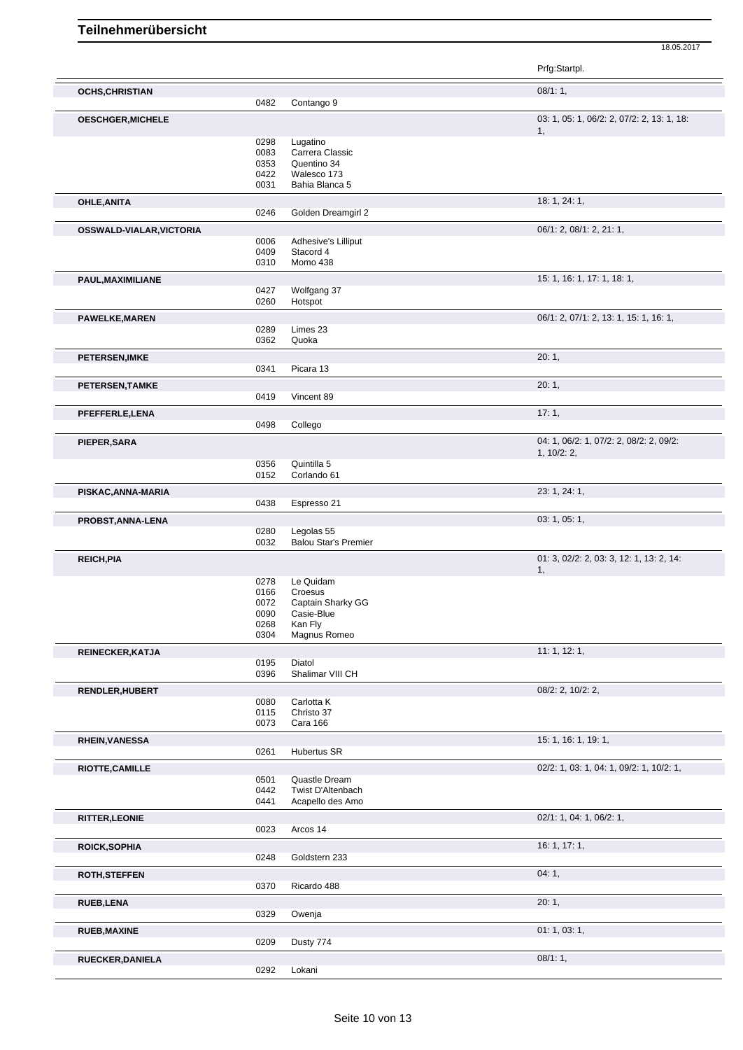# Teilnehmerübersicht

18.05.2017

| | | | Prfg:Startpl. |
|---|---|---|---|
| **OCHS,CHRISTIAN** | | | 08/1: 1, |
| | 0482 | Contango 9 | |
| **OESCHGER,MICHELE** | | | 03: 1, 05: 1, 06/2: 2, 07/2: 2, 13: 1, 18: 1, |
| | 0298 | Lugatino | |
| | 0083 | Carrera Classic | |
| | 0353 | Quentino 34 | |
| | 0422 | Walesco 173 | |
| | 0031 | Bahia Blanca 5 | |
| **OHLE,ANITA** | | | 18: 1, 24: 1, |
| | 0246 | Golden Dreamgirl 2 | |
| **OSSWALD-VIALAR,VICTORIA** | | | 06/1: 2, 08/1: 2, 21: 1, |
| | 0006 | Adhesive's Lilliput | |
| | 0409 | Stacord 4 | |
| | 0310 | Momo 438 | |
| **PAUL,MAXIMILIANE** | | | 15: 1, 16: 1, 17: 1, 18: 1, |
| | 0427 | Wolfgang 37 | |
| | 0260 | Hotspot | |
| **PAWELKE,MAREN** | | | 06/1: 2, 07/1: 2, 13: 1, 15: 1, 16: 1, |
| | 0289 | Limes 23 | |
| | 0362 | Quoka | |
| **PETERSEN,IMKE** | | | 20: 1, |
| | 0341 | Picara 13 | |
| **PETERSEN,TAMKE** | | | 20: 1, |
| | 0419 | Vincent 89 | |
| **PFEFFERLE,LENA** | | | 17: 1, |
| | 0498 | Collego | |
| **PIEPER,SARA** | | | 04: 1, 06/2: 1, 07/2: 2, 08/2: 2, 09/2: 1, 10/2: 2, |
| | 0356 | Quintilla 5 | |
| | 0152 | Corlando 61 | |
| **PISKAC,ANNA-MARIA** | | | 23: 1, 24: 1, |
| | 0438 | Espresso 21 | |
| **PROBST,ANNA-LENA** | | | 03: 1, 05: 1, |
| | 0280 | Legolas 55 | |
| | 0032 | Balou Star's Premier | |
| **REICH,PIA** | | | 01: 3, 02/2: 2, 03: 3, 12: 1, 13: 2, 14: 1, |
| | 0278 | Le Quidam | |
| | 0166 | Croesus | |
| | 0072 | Captain Sharky GG | |
| | 0090 | Casie-Blue | |
| | 0268 | Kan Fly | |
| | 0304 | Magnus Romeo | |
| **REINECKER,KATJA** | | | 11: 1, 12: 1, |
| | 0195 | Diatol | |
| | 0396 | Shalimar VIII CH | |
| **RENDLER,HUBERT** | | | 08/2: 2, 10/2: 2, |
| | 0080 | Carlotta K | |
| | 0115 | Christo 37 | |
| | 0073 | Cara 166 | |
| **RHEIN,VANESSA** | | | 15: 1, 16: 1, 19: 1, |
| | 0261 | Hubertus SR | |
| **RIOTTE,CAMILLE** | | | 02/2: 1, 03: 1, 04: 1, 09/2: 1, 10/2: 1, |
| | 0501 | Quastle Dream | |
| | 0442 | Twist D'Altenbach | |
| | 0441 | Acapello des Amo | |
| **RITTER,LEONIE** | | | 02/1: 1, 04: 1, 06/2: 1, |
| | 0023 | Arcos 14 | |
| **ROICK,SOPHIA** | | | 16: 1, 17: 1, |
| | 0248 | Goldstern 233 | |
| **ROTH,STEFFEN** | | | 04: 1, |
| | 0370 | Ricardo 488 | |
| **RUEB,LENA** | | | 20: 1, |
| | 0329 | Owenja | |
| **RUEB,MAXINE** | | | 01: 1, 03: 1, |
| | 0209 | Dusty 774 | |
| **RUECKER,DANIELA** | | | 08/1: 1, |
| | 0292 | Lokani | |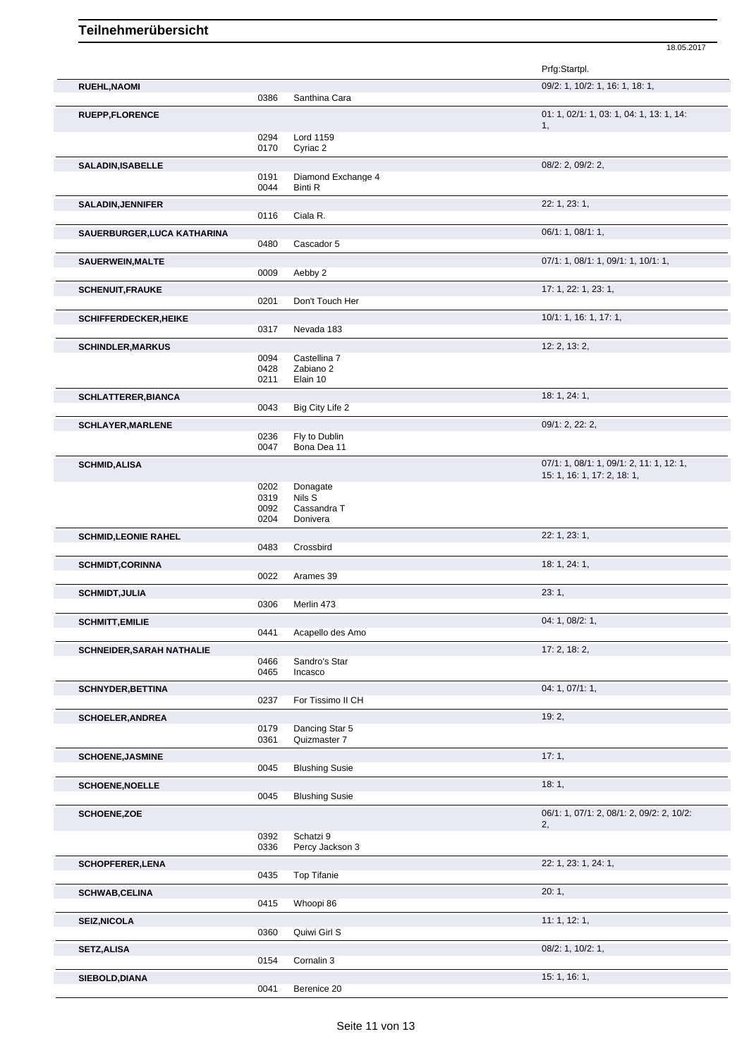# Teilnehmerübersicht

18.05.2017

| Name | Nr. | Pferd | Prfg:Startpl. |
|---|---|---|---|
| **RUEHL,NAOMI** | | | 09/2: 1, 10/2: 1, 16: 1, 18: 1, |
| | 0386 | Santhina Cara | |
| **RUEPP,FLORENCE** | | | 01: 1, 02/1: 1, 03: 1, 04: 1, 13: 1, 14: 1, |
| | 0294 | Lord 1159 | |
| | 0170 | Cyriac 2 | |
| **SALADIN,ISABELLE** | | | 08/2: 2, 09/2: 2, |
| | 0191 | Diamond Exchange 4 | |
| | 0044 | Binti R | |
| **SALADIN,JENNIFER** | | | 22: 1, 23: 1, |
| | 0116 | Ciala R. | |
| **SAUERBURGER,LUCA KATHARINA** | | | 06/1: 1, 08/1: 1, |
| | 0480 | Cascador 5 | |
| **SAUERWEIN,MALTE** | | | 07/1: 1, 08/1: 1, 09/1: 1, 10/1: 1, |
| | 0009 | Aebby 2 | |
| **SCHENUIT,FRAUKE** | | | 17: 1, 22: 1, 23: 1, |
| | 0201 | Don't Touch Her | |
| **SCHIFFERDECKER,HEIKE** | | | 10/1: 1, 16: 1, 17: 1, |
| | 0317 | Nevada 183 | |
| **SCHINDLER,MARKUS** | | | 12: 2, 13: 2, |
| | 0094 | Castellina 7 | |
| | 0428 | Zabiano 2 | |
| | 0211 | Elain 10 | |
| **SCHLATTERER,BIANCA** | | | 18: 1, 24: 1, |
| | 0043 | Big City Life 2 | |
| **SCHLAYER,MARLENE** | | | 09/1: 2, 22: 2, |
| | 0236 | Fly to Dublin | |
| | 0047 | Bona Dea 11 | |
| **SCHMID,ALISA** | | | 07/1: 1, 08/1: 1, 09/1: 2, 11: 1, 12: 1, 15: 1, 16: 1, 17: 2, 18: 1, |
| | 0202 | Donagate | |
| | 0319 | Nils S | |
| | 0092 | Cassandra T | |
| | 0204 | Donivera | |
| **SCHMID,LEONIE RAHEL** | | | 22: 1, 23: 1, |
| | 0483 | Crossbird | |
| **SCHMIDT,CORINNA** | | | 18: 1, 24: 1, |
| | 0022 | Arames 39 | |
| **SCHMIDT,JULIA** | | | 23: 1, |
| | 0306 | Merlin 473 | |
| **SCHMITT,EMILIE** | | | 04: 1, 08/2: 1, |
| | 0441 | Acapello des Amo | |
| **SCHNEIDER,SARAH NATHALIE** | | | 17: 2, 18: 2, |
| | 0466 | Sandro's Star | |
| | 0465 | Incasco | |
| **SCHNYDER,BETTINA** | | | 04: 1, 07/1: 1, |
| | 0237 | For Tissimo II CH | |
| **SCHOELER,ANDREA** | | | 19: 2, |
| | 0179 | Dancing Star 5 | |
| | 0361 | Quizmaster 7 | |
| **SCHOENE,JASMINE** | | | 17: 1, |
| | 0045 | Blushing Susie | |
| **SCHOENE,NOELLE** | | | 18: 1, |
| | 0045 | Blushing Susie | |
| **SCHOENE,ZOE** | | | 06/1: 1, 07/1: 2, 08/1: 2, 09/2: 2, 10/2: 2, |
| | 0392 | Schatzi 9 | |
| | 0336 | Percy Jackson 3 | |
| **SCHOPFERER,LENA** | | | 22: 1, 23: 1, 24: 1, |
| | 0435 | Top Tifanie | |
| **SCHWAB,CELINA** | | | 20: 1, |
| | 0415 | Whoopi 86 | |
| **SEIZ,NICOLA** | | | 11: 1, 12: 1, |
| | 0360 | Quiwi Girl S | |
| **SETZ,ALISA** | | | 08/2: 1, 10/2: 1, |
| | 0154 | Cornalin 3 | |
| **SIEBOLD,DIANA** | | | 15: 1, 16: 1, |
| | 0041 | Berenice 20 | |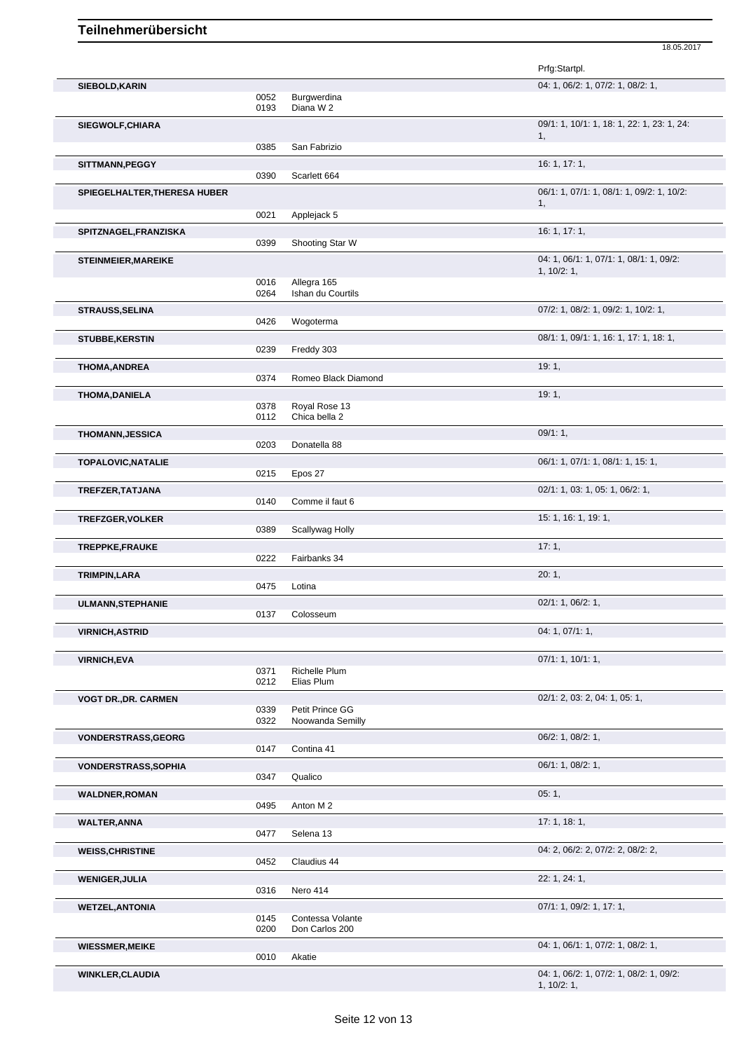# Teilnehmerübersicht

18.05.2017

| Teilnehmer | Nr. | Pferd | Prfg:Startpl. |
|---|---|---|---|
| **SIEBOLD,KARIN** | | | 04: 1, 06/2: 1, 07/2: 1, 08/2: 1, |
| | 0052 | Burgwerdina | |
| | 0193 | Diana W 2 | |
| **SIEGWOLF,CHIARA** | | | 09/1: 1, 10/1: 1, 18: 1, 22: 1, 23: 1, 24: 1, |
| | 0385 | San Fabrizio | |
| **SITTMANN,PEGGY** | | | 16: 1, 17: 1, |
| | 0390 | Scarlett 664 | |
| **SPIEGELHALTER,THERESA HUBER** | | | 06/1: 1, 07/1: 1, 08/1: 1, 09/2: 1, 10/2: 1, |
| | 0021 | Applejack 5 | |
| **SPITZNAGEL,FRANZISKA** | | | 16: 1, 17: 1, |
| | 0399 | Shooting Star W | |
| **STEINMEIER,MAREIKE** | | | 04: 1, 06/1: 1, 07/1: 1, 08/1: 1, 09/2: 1, 10/2: 1, |
| | 0016 | Allegra 165 | |
| | 0264 | Ishan du Courtils | |
| **STRAUSS,SELINA** | | | 07/2: 1, 08/2: 1, 09/2: 1, 10/2: 1, |
| | 0426 | Wogoterma | |
| **STUBBE,KERSTIN** | | | 08/1: 1, 09/1: 1, 16: 1, 17: 1, 18: 1, |
| | 0239 | Freddy 303 | |
| **THOMA,ANDREA** | | | 19: 1, |
| | 0374 | Romeo Black Diamond | |
| **THOMA,DANIELA** | | | 19: 1, |
| | 0378 | Royal Rose 13 | |
| | 0112 | Chica bella 2 | |
| **THOMANN,JESSICA** | | | 09/1: 1, |
| | 0203 | Donatella 88 | |
| **TOPALOVIC,NATALIE** | | | 06/1: 1, 07/1: 1, 08/1: 1, 15: 1, |
| | 0215 | Epos 27 | |
| **TREFZER,TATJANA** | | | 02/1: 1, 03: 1, 05: 1, 06/2: 1, |
| | 0140 | Comme il faut 6 | |
| **TREFZGER,VOLKER** | | | 15: 1, 16: 1, 19: 1, |
| | 0389 | Scallywag Holly | |
| **TREPPKE,FRAUKE** | | | 17: 1, |
| | 0222 | Fairbanks 34 | |
| **TRIMPIN,LARA** | | | 20: 1, |
| | 0475 | Lotina | |
| **ULMANN,STEPHANIE** | | | 02/1: 1, 06/2: 1, |
| | 0137 | Colosseum | |
| **VIRNICH,ASTRID** | | | 04: 1, 07/1: 1, |
| **VIRNICH,EVA** | | | 07/1: 1, 10/1: 1, |
| | 0371 | Richelle Plum | |
| | 0212 | Elias Plum | |
| **VOGT DR.,DR. CARMEN** | | | 02/1: 2, 03: 2, 04: 1, 05: 1, |
| | 0339 | Petit Prince GG | |
| | 0322 | Noowanda Semilly | |
| **VONDERSTRASS,GEORG** | | | 06/2: 1, 08/2: 1, |
| | 0147 | Contina 41 | |
| **VONDERSTRASS,SOPHIA** | | | 06/1: 1, 08/2: 1, |
| | 0347 | Qualico | |
| **WALDNER,ROMAN** | | | 05: 1, |
| | 0495 | Anton M 2 | |
| **WALTER,ANNA** | | | 17: 1, 18: 1, |
| | 0477 | Selena 13 | |
| **WEISS,CHRISTINE** | | | 04: 2, 06/2: 2, 07/2: 2, 08/2: 2, |
| | 0452 | Claudius 44 | |
| **WENIGER,JULIA** | | | 22: 1, 24: 1, |
| | 0316 | Nero 414 | |
| **WETZEL,ANTONIA** | | | 07/1: 1, 09/2: 1, 17: 1, |
| | 0145 | Contessa Volante | |
| | 0200 | Don Carlos 200 | |
| **WIESSMER,MEIKE** | | | 04: 1, 06/1: 1, 07/2: 1, 08/2: 1, |
| | 0010 | Akatie | |
| **WINKLER,CLAUDIA** | | | 04: 1, 06/2: 1, 07/2: 1, 08/2: 1, 09/2: 1, 10/2: 1, |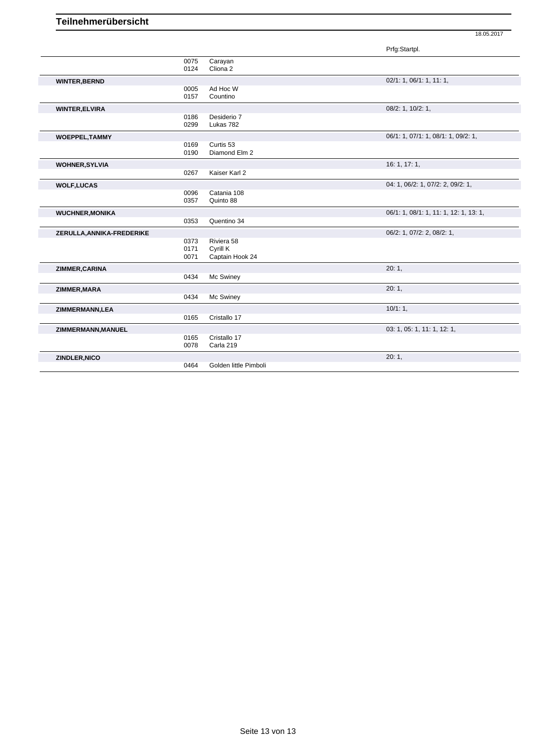# Teilnehmerübersicht

18.05.2017

| | | | Prfg:Startpl. |
|---|---|---|---|
| | 0075 | Carayan | |
| | 0124 | Cliona 2 | |
| **WINTER,BERND** | | | 02/1: 1, 06/1: 1, 11: 1, |
| | 0005 | Ad Hoc W | |
| | 0157 | Countino | |
| **WINTER,ELVIRA** | | | 08/2: 1, 10/2: 1, |
| | 0186 | Desiderio 7 | |
| | 0299 | Lukas 782 | |
| **WOEPPEL,TAMMY** | | | 06/1: 1, 07/1: 1, 08/1: 1, 09/2: 1, |
| | 0169 | Curtis 53 | |
| | 0190 | Diamond Elm 2 | |
| **WOHNER,SYLVIA** | | | 16: 1, 17: 1, |
| | 0267 | Kaiser Karl 2 | |
| **WOLF,LUCAS** | | | 04: 1, 06/2: 1, 07/2: 2, 09/2: 1, |
| | 0096 | Catania 108 | |
| | 0357 | Quinto 88 | |
| **WUCHNER,MONIKA** | | | 06/1: 1, 08/1: 1, 11: 1, 12: 1, 13: 1, |
| | 0353 | Quentino 34 | |
| **ZERULLA,ANNIKA-FREDERIKE** | | | 06/2: 1, 07/2: 2, 08/2: 1, |
| | 0373 | Riviera 58 | |
| | 0171 | Cyrill K | |
| | 0071 | Captain Hook 24 | |
| **ZIMMER,CARINA** | | | 20: 1, |
| | 0434 | Mc Swiney | |
| **ZIMMER,MARA** | | | 20: 1, |
| | 0434 | Mc Swiney | |
| **ZIMMERMANN,LEA** | | | 10/1: 1, |
| | 0165 | Cristallo 17 | |
| **ZIMMERMANN,MANUEL** | | | 03: 1, 05: 1, 11: 1, 12: 1, |
| | 0165 | Cristallo 17 | |
| | 0078 | Carla 219 | |
| **ZINDLER,NICO** | | | 20: 1, |
| | 0464 | Golden little Pimboli | |